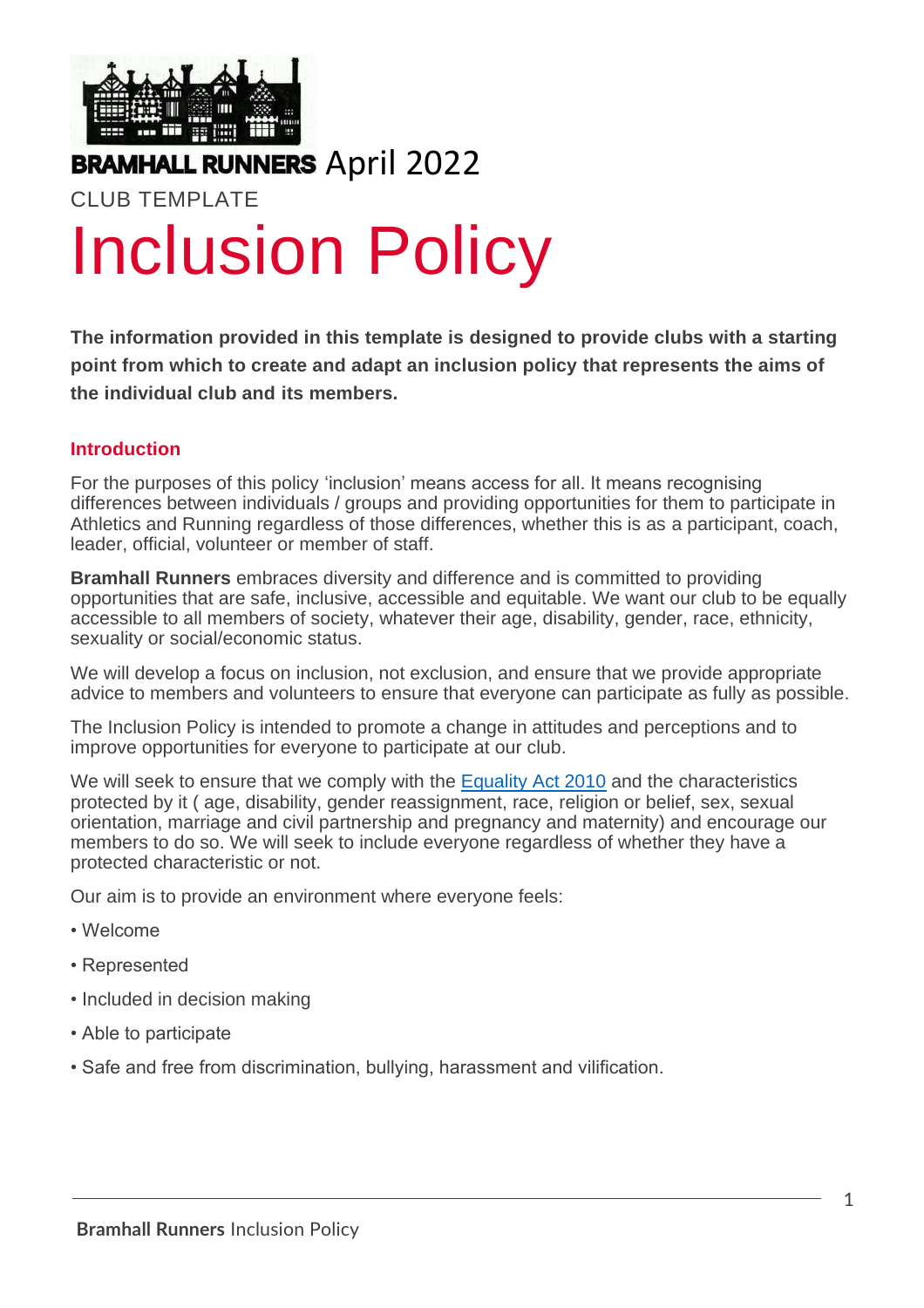**BRAMHALL RUNNERS** April 2022

CLUB TEMPLATE

# Inclusion Policy

**The information provided in this template is designed to provide clubs with a starting point from which to create and adapt an inclusion policy that represents the aims of the individual club and its members.**

## Introduction

For the purposes of this policy 'inclusion' means access for all. It means recognising differences between individuals / groups and providing opportunities for them to participate in Athletics and Running regardless of those differences, whether this is as a participant, coach, leader, official, volunteer or member of staff.

**Bramhall Runners** embraces diversity and difference and is committed to providing opportunities that are safe, inclusive, accessible and equitable. We want our club to be equally accessible to all members of society, whatever their age, disability, gender, race, ethnicity, sexuality or social/economic status.

We will develop a focus on inclusion, not exclusion, and ensure that we provide appropriate advice to members and volunteers to ensure that everyone can participate as fully as possible.

The Inclusion Policy is intended to promote a change in attitudes and perceptions and to improve opportunities for everyone to participate at our club.

We will seek to ensure that we comply with the Equality Act 2010 and the characteristics protected by it ( age, disability, gender reassignment, race, religion or belief, sex, sexual orientation, marriage and civil partnership and pregnancy and maternity) and encourage our members to do so. We will seek to include everyone regardless of whether they have a protected characteristic or not.

Our aim is to provide an environment where everyone feels:

- Welcome
- Represented
- Included in decision making
- Able to participate
- Safe and free from discrimination, bullying, harassment and vilification.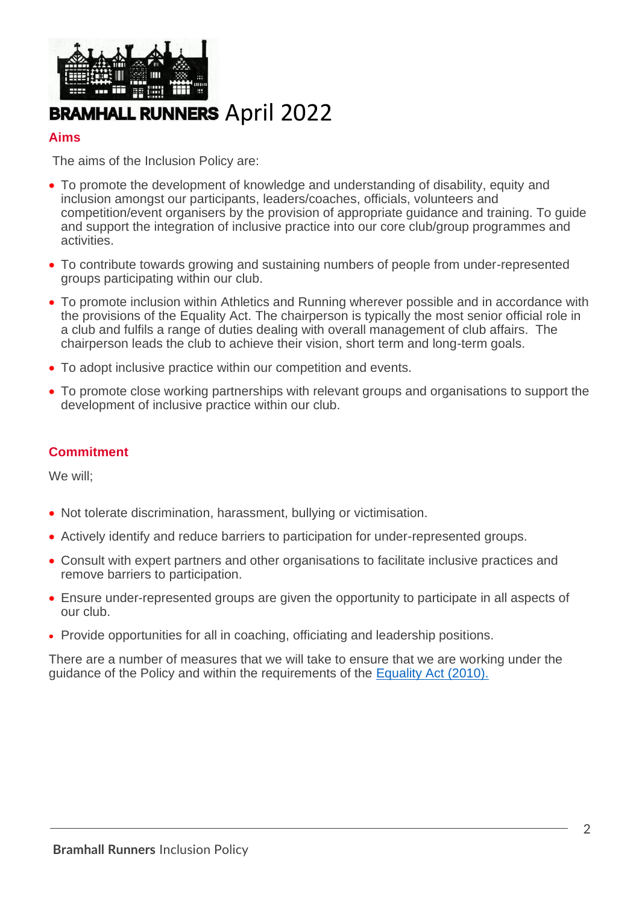**BRAMHALL RUNNERS** April 2022

## Aims

The aims of the Inclusion Policy are:

- To promote the development of knowledge and understanding of disability, equity and inclusion amongst our participants, leaders/coaches, officials, volunteers and competition/event organisers by the provision of appropriate guidance and training. To guide and support the integration of inclusive practice into our core club/group programmes and activities.
- To contribute towards growing and sustaining numbers of people from under-represented groups participating within our club.
- To promote inclusion within Athletics and Running wherever possible and in accordance with the provisions of the Equality Act. The chairperson is typically the most senior official role in a club and fulfils a range of duties dealing with overall management of club affairs. The chairperson leads the club to achieve their vision, short term and long-term goals.
- To adopt inclusive practice within our competition and events.
- To promote close working partnerships with relevant groups and organisations to support the development of inclusive practice within our club.

## Commitment

We will;

- Not tolerate discrimination, harassment, bullying or victimisation.
- Actively identify and reduce barriers to participation for under-represented groups.
- Consult with expert partners and other organisations to facilitate inclusive practices and remove barriers to participation.
- Ensure under-represented groups are given the opportunity to participate in all aspects of our club.
- Provide opportunities for all in coaching, officiating and leadership positions.

There are a number of measures that we will take to ensure that we are working under the guidance of the Policy and within the requirements of the Equality Act (2010).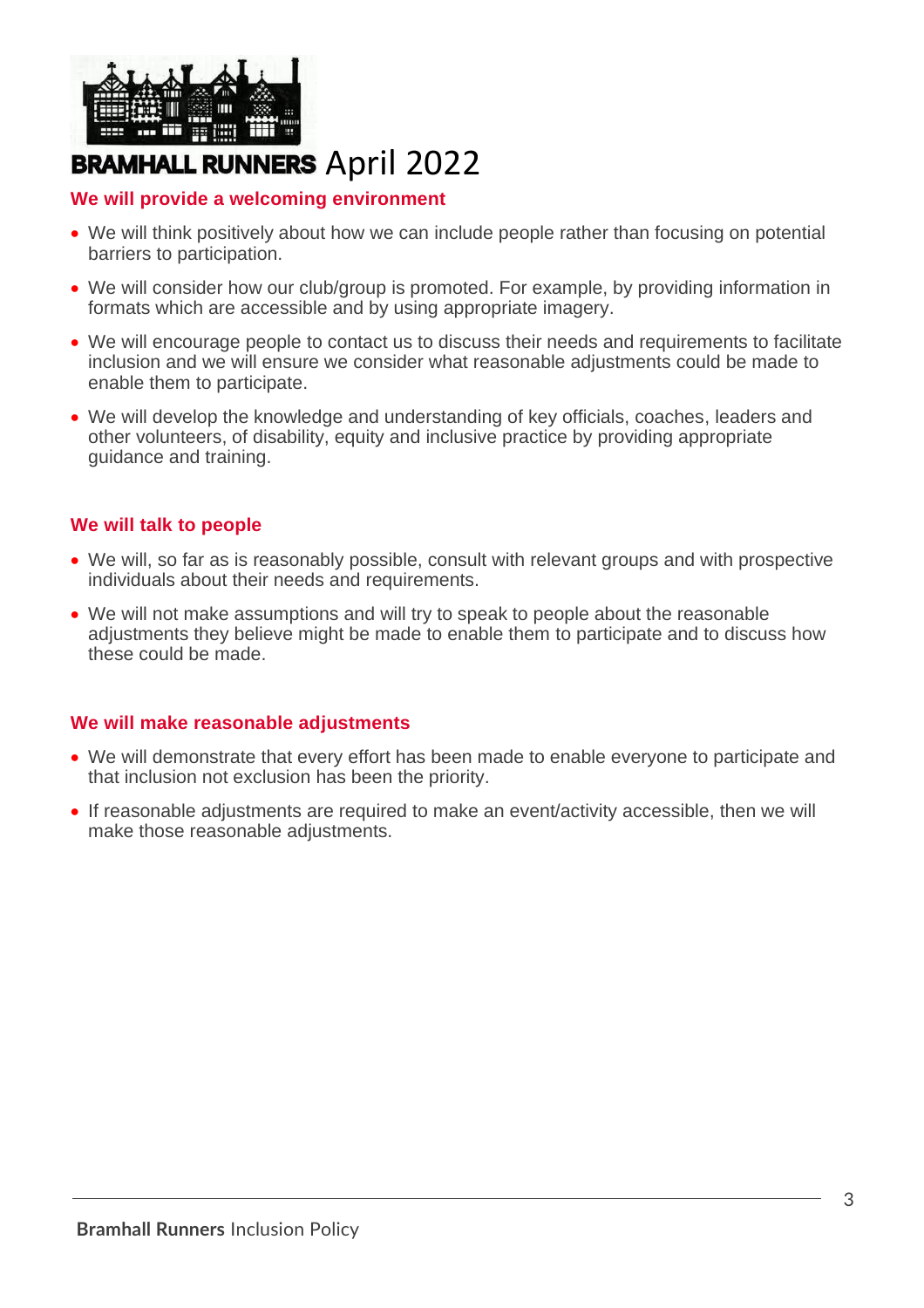BRAMHALL RUNNERS April 2022

### We will provide a welcoming environment

- We will think positively about how we can include people rather than focusing on potential barriers to participation.
- We will consider how our club/group is promoted. For example, by providing information in formats which are accessible and by using appropriate imagery.
- We will encourage people to contact us to discuss their needs and requirements to facilitate inclusion and we will ensure we consider what reasonable adjustments could be made to enable them to participate.
- We will develop the knowledge and understanding of key officials, coaches, leaders and other volunteers, of disability, equity and inclusive practice by providing appropriate guidance and training.

### We will talk to people

- We will, so far as is reasonably possible, consult with relevant groups and with prospective individuals about their needs and requirements.
- We will not make assumptions and will try to speak to people about the reasonable adjustments they believe might be made to enable them to participate and to discuss how these could be made.

### We will make reasonable adjustments

- We will demonstrate that every effort has been made to enable everyone to participate and that inclusion not exclusion has been the priority.
- If reasonable adjustments are required to make an event/activity accessible, then we will make those reasonable adjustments.